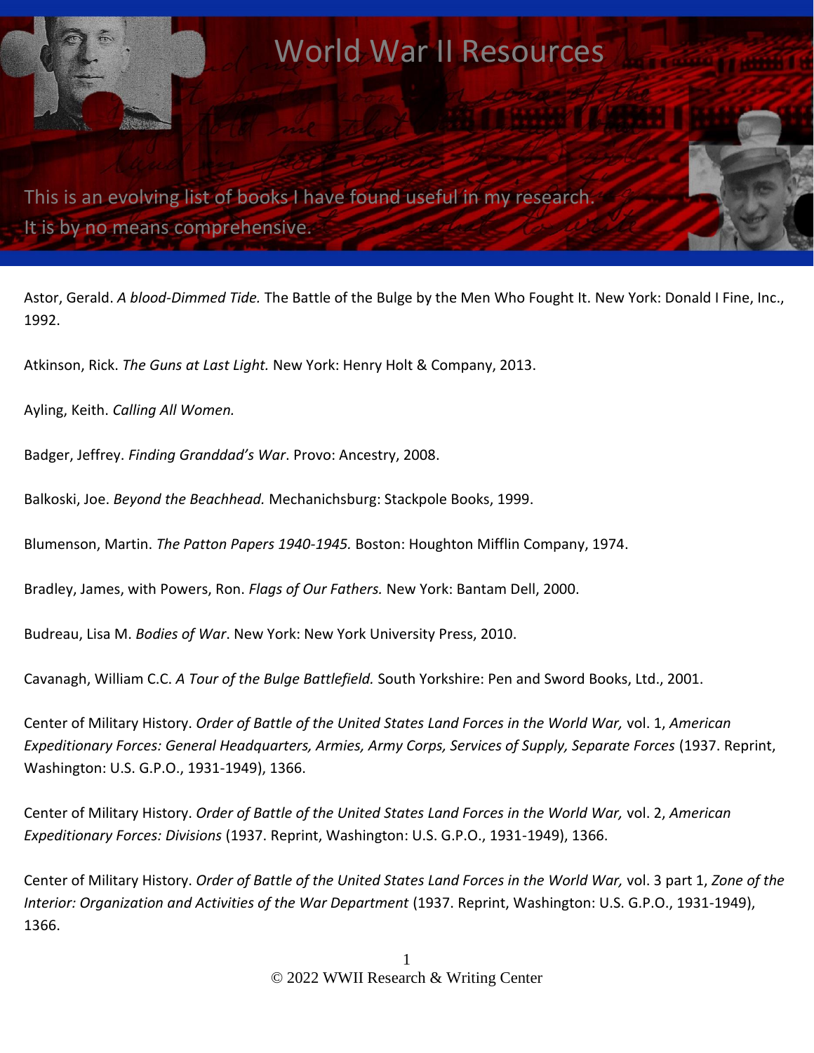# World War II Resources

This is an evolving list of books I have found useful in my research. It is by no means comprehensive.

Astor, Gerald. *A blood-Dimmed Tide.* The Battle of the Bulge by the Men Who Fought It. New York: Donald I Fine, Inc., 1992.

Atkinson, Rick. *The Guns at Last Light.* New York: Henry Holt & Company, 2013.

Ayling, Keith. *Calling All Women.*

Badger, Jeffrey. *Finding Granddad's War*. Provo: Ancestry, 2008.

Balkoski, Joe. *Beyond the Beachhead.* Mechanichsburg: Stackpole Books, 1999.

Blumenson, Martin. *The Patton Papers 1940-1945.* Boston: Houghton Mifflin Company, 1974.

Bradley, James, with Powers, Ron. *Flags of Our Fathers.* New York: Bantam Dell, 2000.

Budreau, Lisa M. *Bodies of War*. New York: New York University Press, 2010.

Cavanagh, William C.C. *A Tour of the Bulge Battlefield.* South Yorkshire: Pen and Sword Books, Ltd., 2001.

Center of Military History. *Order of Battle of the United States Land Forces in the World War,* vol. 1, *American Expeditionary Forces: General Headquarters, Armies, Army Corps, Services of Supply, Separate Forces* (1937. Reprint, Washington: U.S. G.P.O., 1931-1949), 1366.

Center of Military History. *Order of Battle of the United States Land Forces in the World War,* vol. 2, *American Expeditionary Forces: Divisions* (1937. Reprint, Washington: U.S. G.P.O., 1931-1949), 1366.

Center of Military History. *Order of Battle of the United States Land Forces in the World War,* vol. 3 part 1, *Zone of the Interior: Organization and Activities of the War Department* (1937. Reprint, Washington: U.S. G.P.O., 1931-1949), 1366.

© 2022 WWII Research & Writing Center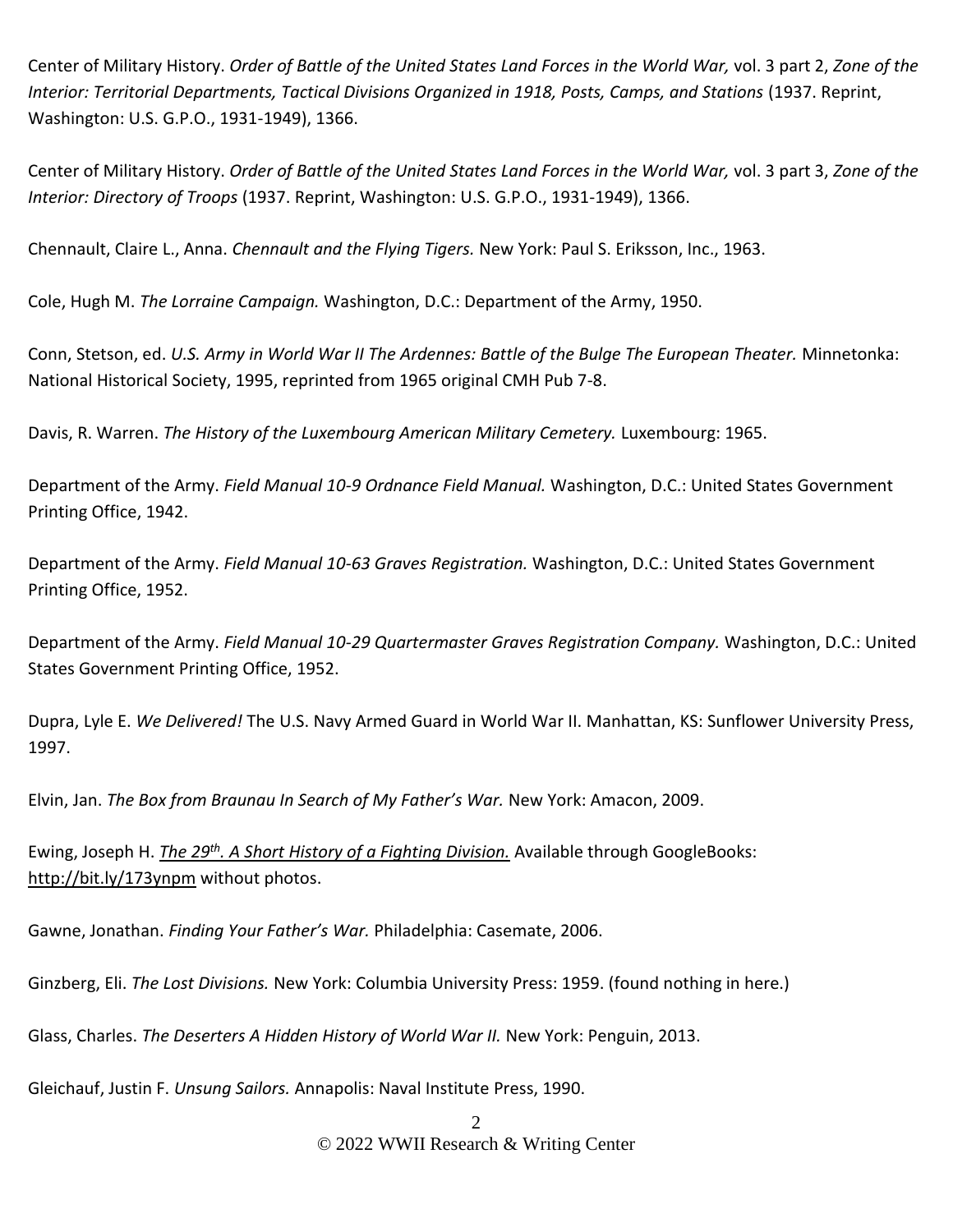Center of Military History. *Order of Battle of the United States Land Forces in the World War,* vol. 3 part 2, *Zone of the Interior: Territorial Departments, Tactical Divisions Organized in 1918, Posts, Camps, and Stations* (1937. Reprint, Washington: U.S. G.P.O., 1931-1949), 1366.

Center of Military History. *Order of Battle of the United States Land Forces in the World War,* vol. 3 part 3, *Zone of the Interior: Directory of Troops* (1937. Reprint, Washington: U.S. G.P.O., 1931-1949), 1366.

Chennault, Claire L., Anna. *Chennault and the Flying Tigers.* New York: Paul S. Eriksson, Inc., 1963.

Cole, Hugh M. *The Lorraine Campaign.* Washington, D.C.: Department of the Army, 1950.

Conn, Stetson, ed. *U.S. Army in World War II The Ardennes: Battle of the Bulge The European Theater.* Minnetonka: National Historical Society, 1995, reprinted from 1965 original CMH Pub 7-8.

Davis, R. Warren. *The History of the Luxembourg American Military Cemetery.* Luxembourg: 1965.

Department of the Army. *Field Manual 10-9 Ordnance Field Manual.* Washington, D.C.: United States Government Printing Office, 1942.

Department of the Army. *Field Manual 10-63 Graves Registration.* Washington, D.C.: United States Government Printing Office, 1952.

Department of the Army. *Field Manual 10-29 Quartermaster Graves Registration Company.* Washington, D.C.: United States Government Printing Office, 1952.

Dupra, Lyle E. *We Delivered!* The U.S. Navy Armed Guard in World War II. Manhattan, KS: Sunflower University Press, 1997.

Elvin, Jan. *The Box from Braunau In Search of My Father's War.* New York: Amacon, 2009.

Ewing, Joseph H. *The 29th. A Short History of a Fighting Division.* Available through GoogleBooks: http://bit.ly/173ynpm without photos.

Gawne, Jonathan. *Finding Your Father's War.* Philadelphia: Casemate, 2006.

Ginzberg, Eli. *The Lost Divisions.* New York: Columbia University Press: 1959. (found nothing in here.)

Glass, Charles. *The Deserters A Hidden History of World War II.* New York: Penguin, 2013.

Gleichauf, Justin F. *Unsung Sailors.* Annapolis: Naval Institute Press, 1990.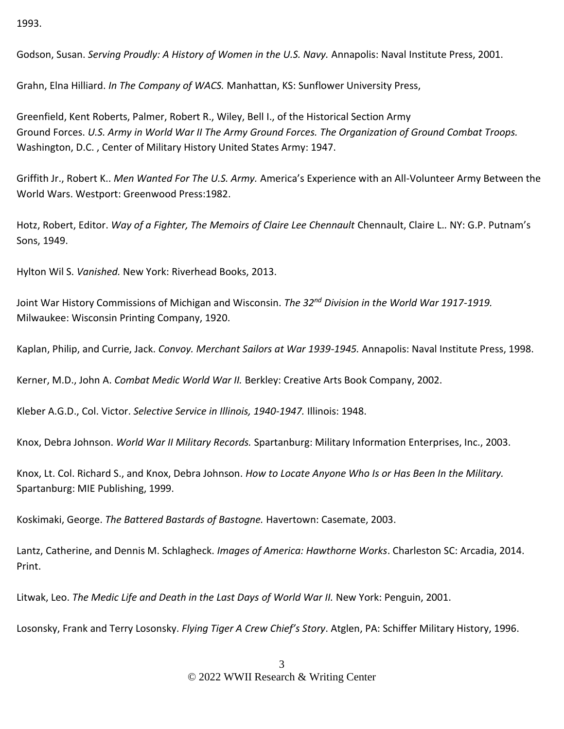1993.

Godson, Susan. *Serving Proudly: A History of Women in the U.S. Navy.* Annapolis: Naval Institute Press, 2001.

Grahn, Elna Hilliard. *In The Company of WACS.* Manhattan, KS: Sunflower University Press,

Greenfield, Kent Roberts, Palmer, Robert R., Wiley, Bell I., of the Historical Section Army Ground Forces. *U.S. Army in World War II The Army Ground Forces. The Organization of Ground Combat Troops.* Washington, D.C. , Center of Military History United States Army: 1947.

Griffith Jr., Robert K.. *Men Wanted For The U.S. Army.* America's Experience with an All-Volunteer Army Between the World Wars. Westport: Greenwood Press:1982.

Hotz, Robert, Editor. *Way of a Fighter, The Memoirs of Claire Lee Chennault* Chennault, Claire L.. NY: G.P. Putnam's Sons, 1949.

Hylton Wil S. *Vanished.* New York: Riverhead Books, 2013.

Joint War History Commissions of Michigan and Wisconsin. *The 32nd Division in the World War 1917-1919.* Milwaukee: Wisconsin Printing Company, 1920.

Kaplan, Philip, and Currie, Jack. *Convoy. Merchant Sailors at War 1939-1945.* Annapolis: Naval Institute Press, 1998.

Kerner, M.D., John A. *Combat Medic World War II.* Berkley: Creative Arts Book Company, 2002.

Kleber A.G.D., Col. Victor. *Selective Service in Illinois, 1940-1947.* Illinois: 1948.

Knox, Debra Johnson. *World War II Military Records.* Spartanburg: Military Information Enterprises, Inc., 2003.

Knox, Lt. Col. Richard S., and Knox, Debra Johnson. *How to Locate Anyone Who Is or Has Been In the Military.* Spartanburg: MIE Publishing, 1999.

Koskimaki, George. *The Battered Bastards of Bastogne.* Havertown: Casemate, 2003.

Lantz, Catherine, and Dennis M. Schlagheck. *Images of America: Hawthorne Works*. Charleston SC: Arcadia, 2014. Print.

Litwak, Leo. *The Medic Life and Death in the Last Days of World War II.* New York: Penguin, 2001.

Losonsky, Frank and Terry Losonsky. *Flying Tiger A Crew Chief's Story*. Atglen, PA: Schiffer Military History, 1996.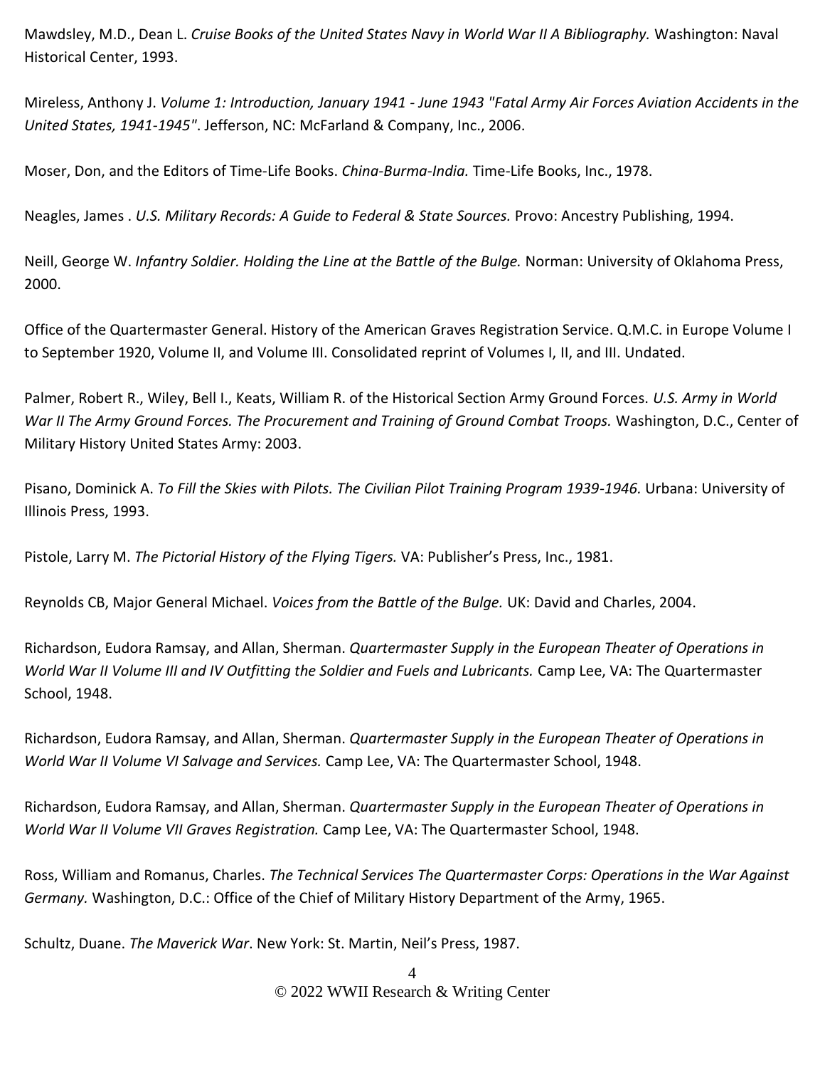Mawdsley, M.D., Dean L. *Cruise Books of the United States Navy in World War II A Bibliography.* Washington: Naval Historical Center, 1993.

Mireless, Anthony J. *Volume 1: Introduction, January 1941 - June 1943 "Fatal Army Air Forces Aviation Accidents in the United States, 1941-1945".* Jefferson, NC: McFarland & Company, Inc., 2006.

Moser, Don, and the Editors of Time-Life Books. *China-Burma-India.* Time-Life Books, Inc., 1978.

Neagles, James . *U.S. Military Records: A Guide to Federal & State Sources.* Provo: Ancestry Publishing, 1994.

Neill, George W. *Infantry Soldier. Holding the Line at the Battle of the Bulge.* Norman: University of Oklahoma Press, 2000.

Office of the Quartermaster General. History of the American Graves Registration Service. Q.M.C. in Europe Volume I to September 1920, Volume II, and Volume III. Consolidated reprint of Volumes I, II, and III. Undated.

Palmer, Robert R., Wiley, Bell I., Keats, William R. of the Historical Section Army Ground Forces. *U.S. Army in World War II The Army Ground Forces. The Procurement and Training of Ground Combat Troops.* Washington, D.C., Center of Military History United States Army: 2003.

Pisano, Dominick A. *To Fill the Skies with Pilots. The Civilian Pilot Training Program 1939-1946.* Urbana: University of Illinois Press, 1993.

Pistole, Larry M. *The Pictorial History of the Flying Tigers.* VA: Publisher's Press, Inc., 1981.

Reynolds CB, Major General Michael. *Voices from the Battle of the Bulge.* UK: David and Charles, 2004.

Richardson, Eudora Ramsay, and Allan, Sherman. *Quartermaster Supply in the European Theater of Operations in World War II Volume III and IV Outfitting the Soldier and Fuels and Lubricants.* Camp Lee, VA: The Quartermaster School, 1948.

Richardson, Eudora Ramsay, and Allan, Sherman. *Quartermaster Supply in the European Theater of Operations in World War II Volume VI Salvage and Services.* Camp Lee, VA: The Quartermaster School, 1948.

Richardson, Eudora Ramsay, and Allan, Sherman. *Quartermaster Supply in the European Theater of Operations in World War II Volume VII Graves Registration.* Camp Lee, VA: The Quartermaster School, 1948.

Ross, William and Romanus, Charles. *The Technical Services The Quartermaster Corps: Operations in the War Against Germany.* Washington, D.C.: Office of the Chief of Military History Department of the Army, 1965.

Schultz, Duane. *The Maverick War*. New York: St. Martin, Neil's Press, 1987.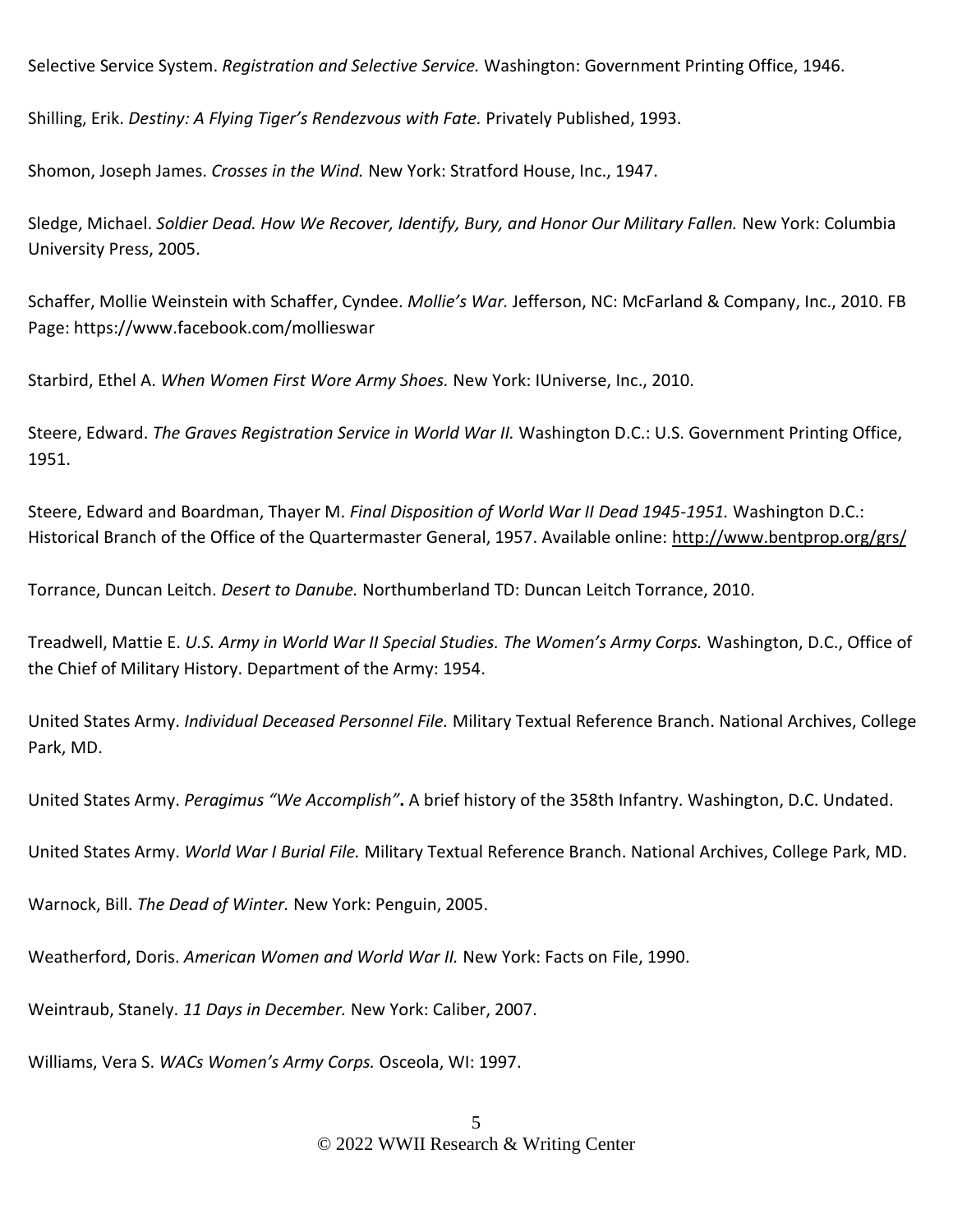Selective Service System. *Registration and Selective Service.* Washington: Government Printing Office, 1946.

Shilling, Erik. *Destiny: A Flying Tiger's Rendezvous with Fate.* Privately Published, 1993.

Shomon, Joseph James. *Crosses in the Wind.* New York: Stratford House, Inc., 1947.

Sledge, Michael. *Soldier Dead. How We Recover, Identify, Bury, and Honor Our Military Fallen.* New York: Columbia University Press, 2005.

Schaffer, Mollie Weinstein with Schaffer, Cyndee. *Mollie's War.* Jefferson, NC: McFarland & Company, Inc., 2010. FB Page: https://www.facebook.com/mollieswar

Starbird, Ethel A. *When Women First Wore Army Shoes.* New York: IUniverse, Inc., 2010.

Steere, Edward. *The Graves Registration Service in World War II.* Washington D.C.: U.S. Government Printing Office, 1951.

Steere, Edward and Boardman, Thayer M. *Final Disposition of World War II Dead 1945-1951.* Washington D.C.: Historical Branch of the Office of the Quartermaster General, 1957. Available online: http://www.bentprop.org/grs/

Torrance, Duncan Leitch. *Desert to Danube.* Northumberland TD: Duncan Leitch Torrance, 2010.

Treadwell, Mattie E. *U.S. Army in World War II Special Studies. The Women's Army Corps.* Washington, D.C., Office of the Chief of Military History. Department of the Army: 1954.

United States Army. *Individual Deceased Personnel File.* Military Textual Reference Branch. National Archives, College Park, MD.

United States Army. *Peragimus "We Accomplish"***.** A brief history of the 358th Infantry. Washington, D.C. Undated.

United States Army. *World War I Burial File.* Military Textual Reference Branch. National Archives, College Park, MD.

Warnock, Bill. *The Dead of Winter.* New York: Penguin, 2005.

Weatherford, Doris. *American Women and World War II.* New York: Facts on File, 1990.

Weintraub, Stanely. *11 Days in December.* New York: Caliber, 2007.

Williams, Vera S. *WACs Women's Army Corps.* Osceola, WI: 1997.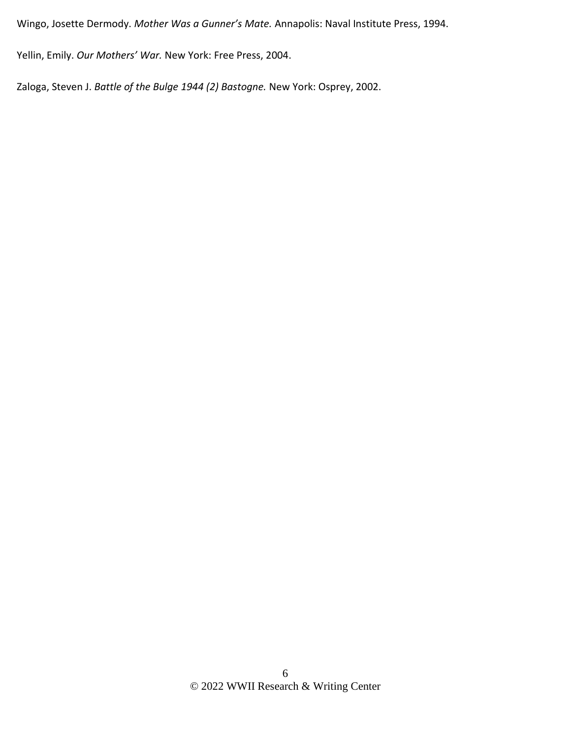Wingo, Josette Dermody. *Mother Was a Gunner's Mate.* Annapolis: Naval Institute Press, 1994.

Yellin, Emily. *Our Mothers' War.* New York: Free Press, 2004.

Zaloga, Steven J. *Battle of the Bulge 1944 (2) Bastogne.* New York: Osprey, 2002.